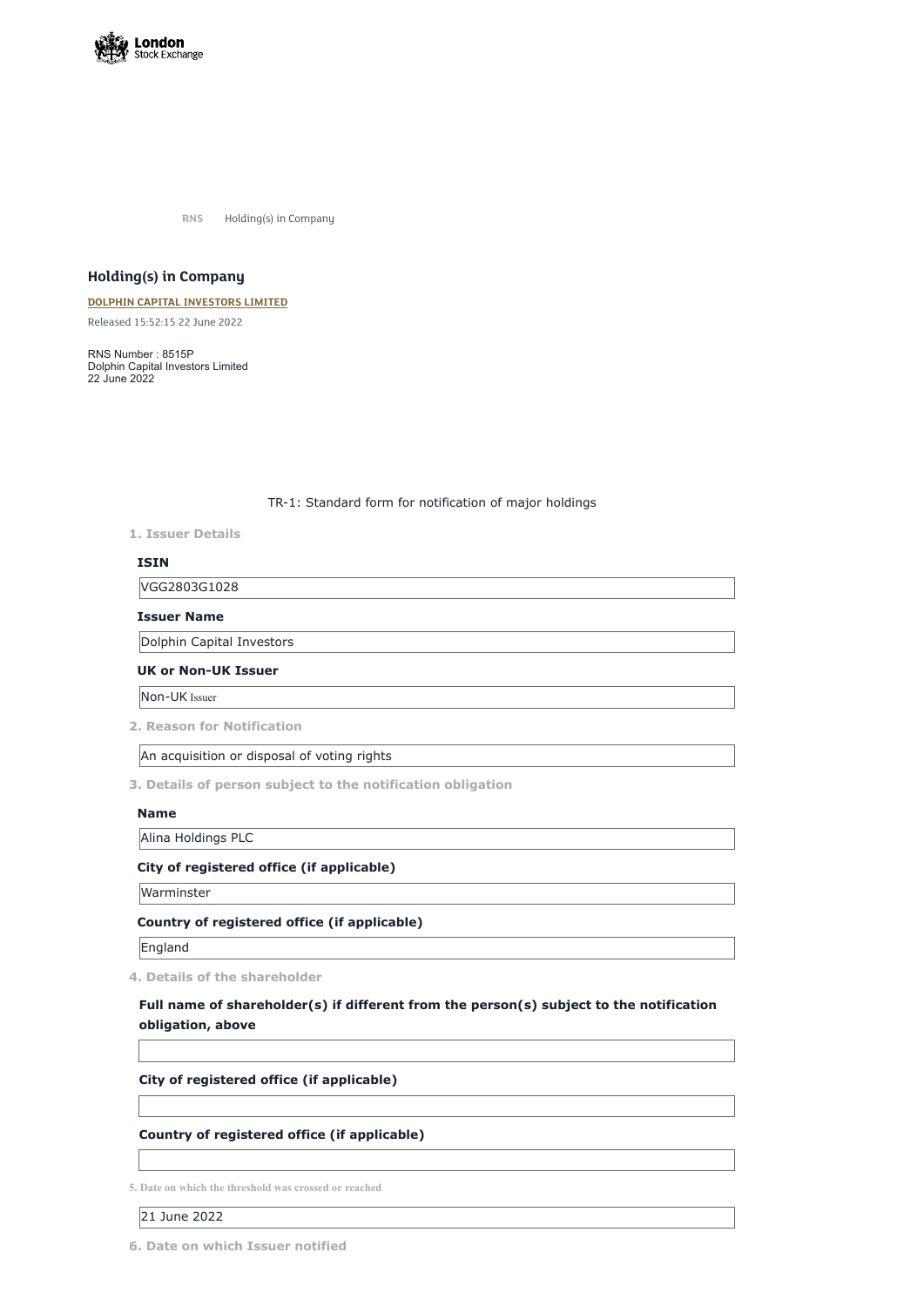RNS Holding(s) in Company

# Holding(s) in Company

**DOLPHIN CAPITAL INVESTORS LIMITED**

Released 15:52:15 22 June 2022

RNS Number : 8515P
Dolphin Capital Investors Limited
22 June 2022

TR-1: Standard form for notification of major holdings

## 1. Issuer Details

**ISIN**

VGG2803G1028

**Issuer Name**

Dolphin Capital Investors

**UK or Non-UK Issuer**

Non-UK Issuer

## 2. Reason for Notification

An acquisition or disposal of voting rights

## 3. Details of person subject to the notification obligation

**Name**

Alina Holdings PLC

**City of registered office (if applicable)**

Warminster

**Country of registered office (if applicable)**

England

## 4. Details of the shareholder

**Full name of shareholder(s) if different from the person(s) subject to the notification obligation, above**

**City of registered office (if applicable)**

**Country of registered office (if applicable)**

## 5. Date on which the threshold was crossed or reached

21 June 2022

## 6. Date on which Issuer notified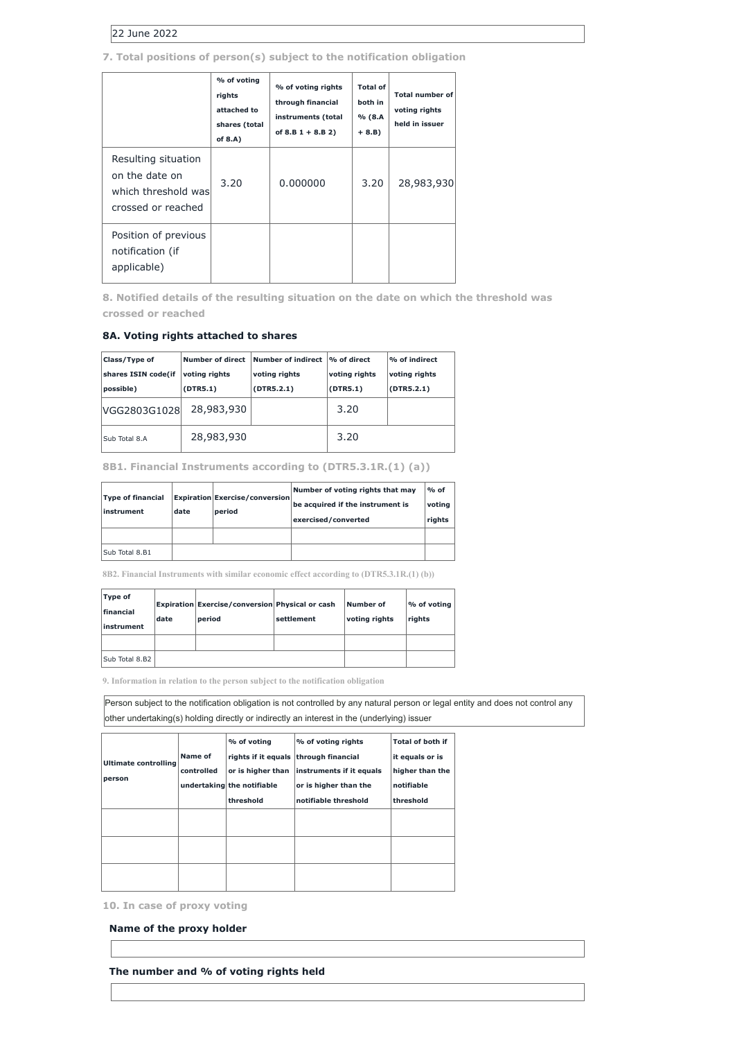22 June 2022

**7. Total positions of person(s) subject to the notification obligation**

| | % of voting rights attached to shares (total of 8.A) | % of voting rights through financial instruments (total of 8.B 1 + 8.B 2) | Total of both in % (8.A + 8.B) | Total number of voting rights held in issuer |
|---|---|---|---|---|
| Resulting situation on the date on which threshold was crossed or reached | 3.20 | 0.000000 | 3.20 | 28,983,930 |
| Position of previous notification (if applicable) | | | | |

**8. Notified details of the resulting situation on the date on which the threshold was crossed or reached**

### 8A. Voting rights attached to shares

| Class/Type of shares ISIN code(if possible) | Number of direct voting rights (DTR5.1) | Number of indirect voting rights (DTR5.2.1) | % of direct voting rights (DTR5.1) | % of indirect voting rights (DTR5.2.1) |
|---|---|---|---|---|
| VGG2803G1028 | 28,983,930 | | 3.20 | |
| Sub Total 8.A | 28,983,930 | | 3.20 | |

**8B1. Financial Instruments according to (DTR5.3.1R.(1) (a))**

| Type of financial instrument | Expiration date | Exercise/conversion period | Number of voting rights that may be acquired if the instrument is exercised/converted | % of voting rights |
|---|---|---|---|---|
| | | | | |
| Sub Total 8.B1 | | | | |

**8B2. Financial Instruments with similar economic effect according to (DTR5.3.1R.(1) (b))**

| Type of financial instrument | Expiration date | Exercise/conversion period | Physical or cash settlement | Number of voting rights | % of voting rights |
|---|---|---|---|---|---|
| | | | | | |
| Sub Total 8.B2 | | | | | |

**9. Information in relation to the person subject to the notification obligation**

Person subject to the notification obligation is not controlled by any natural person or legal entity and does not control any other undertaking(s) holding directly or indirectly an interest in the (underlying) issuer

| Ultimate controlling person | Name of controlled undertaking | % of voting rights if it equals or is higher than the notifiable threshold | % of voting rights through financial instruments if it equals or is higher than the notifiable threshold | Total of both if it equals or is higher than the notifiable threshold |
|---|---|---|---|---|
| | | | | |
| | | | | |
| | | | | |

**10. In case of proxy voting**

**Name of the proxy holder**

**The number and % of voting rights held**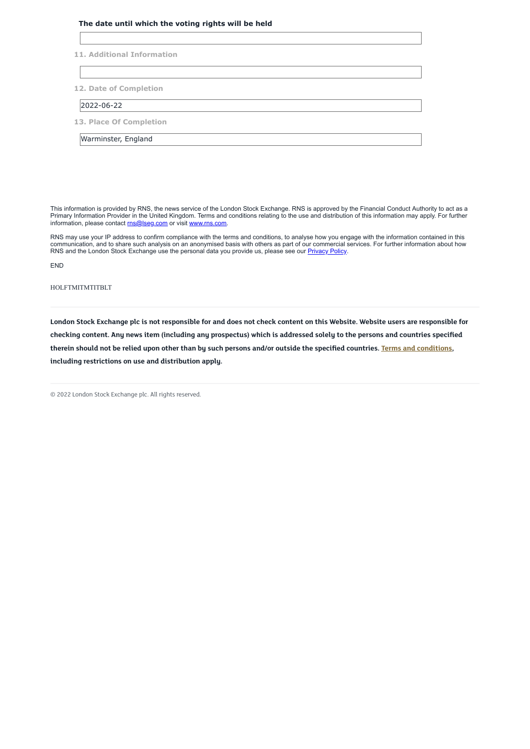**The date until which the voting rights will be held**

### 11. Additional Information

### 12. Date of Completion

2022-06-22

### 13. Place Of Completion

Warminster, England

This information is provided by RNS, the news service of the London Stock Exchange. RNS is approved by the Financial Conduct Authority to act as a Primary Information Provider in the United Kingdom. Terms and conditions relating to the use and distribution of this information may apply. For further information, please contact rns@lseg.com or visit www.rns.com.

RNS may use your IP address to confirm compliance with the terms and conditions, to analyse how you engage with the information contained in this communication, and to share such analysis on an anonymised basis with others as part of our commercial services. For further information about how RNS and the London Stock Exchange use the personal data you provide us, please see our Privacy Policy.

END

HOLFTMITMTITBLT

**London Stock Exchange plc is not responsible for and does not check content on this Website. Website users are responsible for checking content. Any news item (including any prospectus) which is addressed solely to the persons and countries specified therein should not be relied upon other than by such persons and/or outside the specified countries. Terms and conditions, including restrictions on use and distribution apply.**

© 2022 London Stock Exchange plc. All rights reserved.